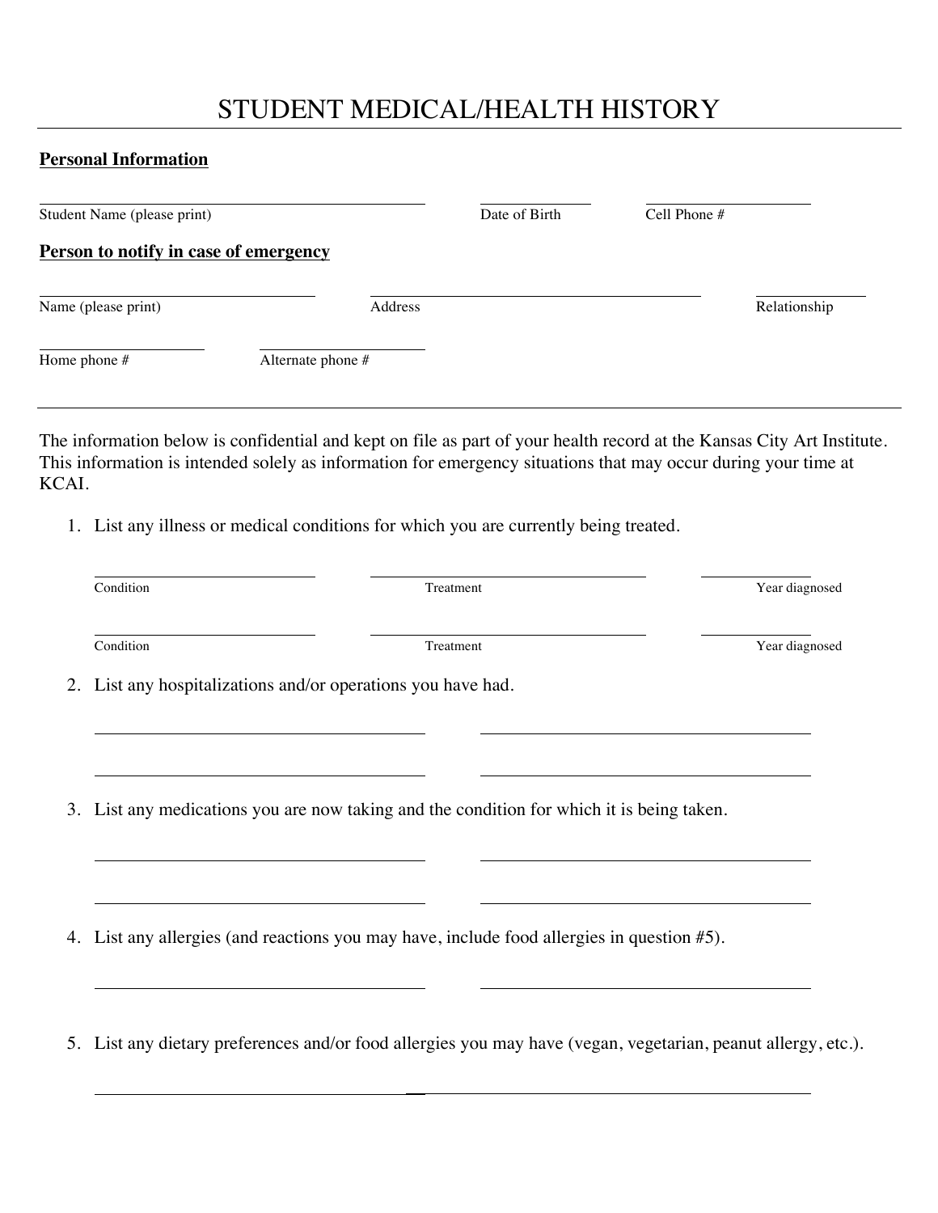# STUDENT MEDICAL/HEALTH HISTORY

**Personal Information**

Student Name (please print) ______________________ Date of Birth ____________ Cell Phone # ____________

**Person to notify in case of emergency**

Name (please print) ______________________ Address ______________________ Relationship ____________

Home phone # ____________ Alternate phone # ____________

---

The information below is confidential and kept on file as part of your health record at the Kansas City Art Institute. This information is intended solely as information for emergency situations that may occur during your time at KCAI.

1. List any illness or medical conditions for which you are currently being treated.

   Condition ______________ Treatment ______________ Year diagnosed ____________

   Condition ______________ Treatment ______________ Year diagnosed ____________

2. List any hospitalizations and/or operations you have had.

   ______________________ ______________________

   ______________________ ______________________

3. List any medications you are now taking and the condition for which it is being taken.

   ______________________ ______________________

   ______________________ ______________________

4. List any allergies (and reactions you may have, include food allergies in question #5).

   ______________________ ______________________

5. List any dietary preferences and/or food allergies you may have (vegan, vegetarian, peanut allergy, etc.).

   ______________________________________________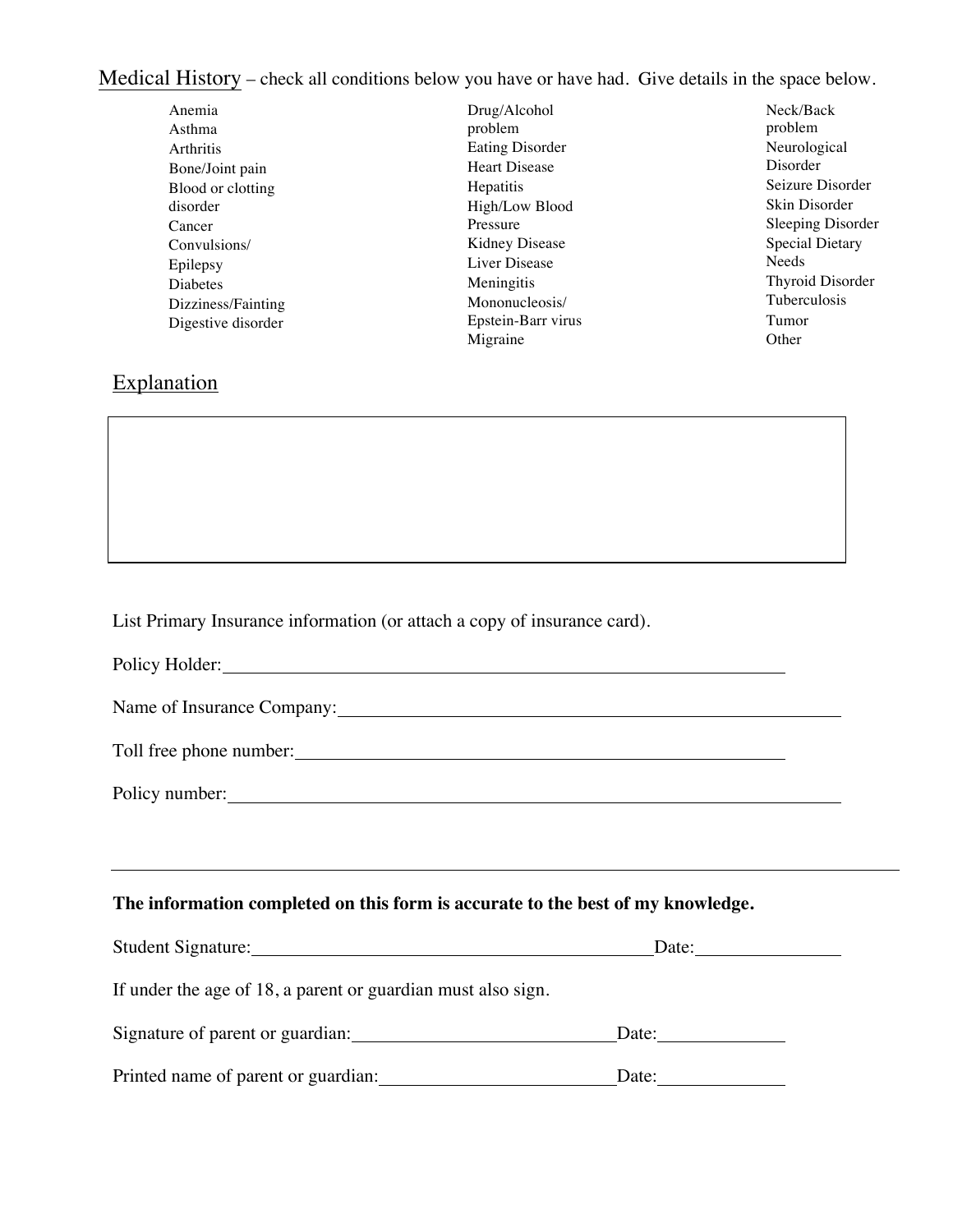Medical History – check all conditions below you have or have had. Give details in the space below.

- Anemia
- Asthma
- Arthritis
- Bone/Joint pain
- Blood or clotting disorder
- Cancer
- Convulsions/ Epilepsy
- Diabetes
- Dizziness/Fainting
- Digestive disorder
- Drug/Alcohol problem
- Eating Disorder
- Heart Disease
- Hepatitis
- High/Low Blood Pressure
- Kidney Disease
- Liver Disease
- Meningitis
- Mononucleosis/ Epstein-Barr virus
- Migraine
- Neck/Back problem
- Neurological Disorder
- Seizure Disorder
- Skin Disorder
- Sleeping Disorder
- Special Dietary Needs
- Thyroid Disorder
- Tuberculosis
- Tumor
- Other

Explanation

| |
|---|
| |

List Primary Insurance information (or attach a copy of insurance card).

Policy Holder:\_\_\_\_\_\_\_\_\_\_\_\_\_\_\_\_\_\_\_\_\_\_\_\_\_\_\_\_\_\_\_\_\_\_\_\_\_\_\_\_\_\_\_\_\_\_\_\_

Name of Insurance Company:\_\_\_\_\_\_\_\_\_\_\_\_\_\_\_\_\_\_\_\_\_\_\_\_\_\_\_\_\_\_\_\_\_\_\_\_\_\_\_\_

Toll free phone number:\_\_\_\_\_\_\_\_\_\_\_\_\_\_\_\_\_\_\_\_\_\_\_\_\_\_\_\_\_\_\_\_\_\_\_\_\_\_\_\_\_\_

Policy number:\_\_\_\_\_\_\_\_\_\_\_\_\_\_\_\_\_\_\_\_\_\_\_\_\_\_\_\_\_\_\_\_\_\_\_\_\_\_\_\_\_\_\_\_\_\_\_\_\_\_

---

**The information completed on this form is accurate to the best of my knowledge.**

Student Signature:\_\_\_\_\_\_\_\_\_\_\_\_\_\_\_\_\_\_\_\_\_\_\_\_\_\_\_\_\_\_\_\_\_\_\_\_Date:\_\_\_\_\_\_\_\_\_\_\_\_

If under the age of 18, a parent or guardian must also sign.

Signature of parent or guardian:\_\_\_\_\_\_\_\_\_\_\_\_\_\_\_\_\_\_\_\_\_\_\_Date:\_\_\_\_\_\_\_\_\_\_

Printed name of parent or guardian:\_\_\_\_\_\_\_\_\_\_\_\_\_\_\_\_\_\_\_\_Date:\_\_\_\_\_\_\_\_\_\_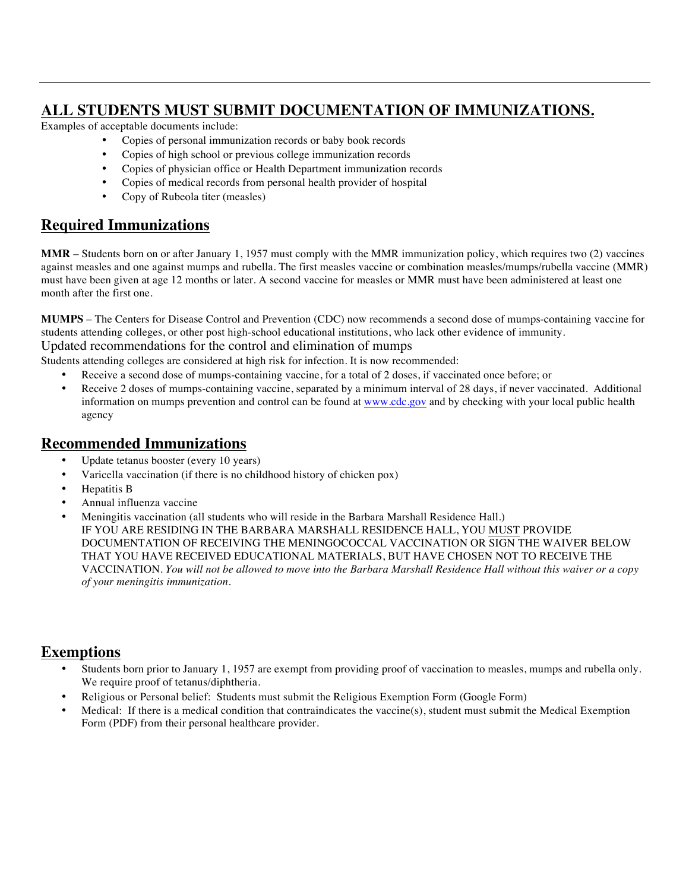## ALL STUDENTS MUST SUBMIT DOCUMENTATION OF IMMUNIZATIONS.

Examples of acceptable documents include:

- Copies of personal immunization records or baby book records
- Copies of high school or previous college immunization records
- Copies of physician office or Health Department immunization records
- Copies of medical records from personal health provider of hospital
- Copy of Rubeola titer (measles)

## Required Immunizations

**MMR** – Students born on or after January 1, 1957 must comply with the MMR immunization policy, which requires two (2) vaccines against measles and one against mumps and rubella. The first measles vaccine or combination measles/mumps/rubella vaccine (MMR) must have been given at age 12 months or later. A second vaccine for measles or MMR must have been administered at least one month after the first one.

**MUMPS** – The Centers for Disease Control and Prevention (CDC) now recommends a second dose of mumps-containing vaccine for students attending colleges, or other post high-school educational institutions, who lack other evidence of immunity.

Updated recommendations for the control and elimination of mumps

Students attending colleges are considered at high risk for infection. It is now recommended:

- Receive a second dose of mumps-containing vaccine, for a total of 2 doses, if vaccinated once before; or
- Receive 2 doses of mumps-containing vaccine, separated by a minimum interval of 28 days, if never vaccinated. Additional information on mumps prevention and control can be found at www.cdc.gov and by checking with your local public health agency

## Recommended Immunizations

- Update tetanus booster (every 10 years)
- Varicella vaccination (if there is no childhood history of chicken pox)
- Hepatitis B
- Annual influenza vaccine
- Meningitis vaccination (all students who will reside in the Barbara Marshall Residence Hall.)
  IF YOU ARE RESIDING IN THE BARBARA MARSHALL RESIDENCE HALL, YOU MUST PROVIDE DOCUMENTATION OF RECEIVING THE MENINGOCOCCAL VACCINATION OR SIGN THE WAIVER BELOW THAT YOU HAVE RECEIVED EDUCATIONAL MATERIALS, BUT HAVE CHOSEN NOT TO RECEIVE THE VACCINATION. *You will not be allowed to move into the Barbara Marshall Residence Hall without this waiver or a copy of your meningitis immunization.*

## Exemptions

- Students born prior to January 1, 1957 are exempt from providing proof of vaccination to measles, mumps and rubella only. We require proof of tetanus/diphtheria.
- Religious or Personal belief: Students must submit the Religious Exemption Form (Google Form)
- Medical: If there is a medical condition that contraindicates the vaccine(s), student must submit the Medical Exemption Form (PDF) from their personal healthcare provider.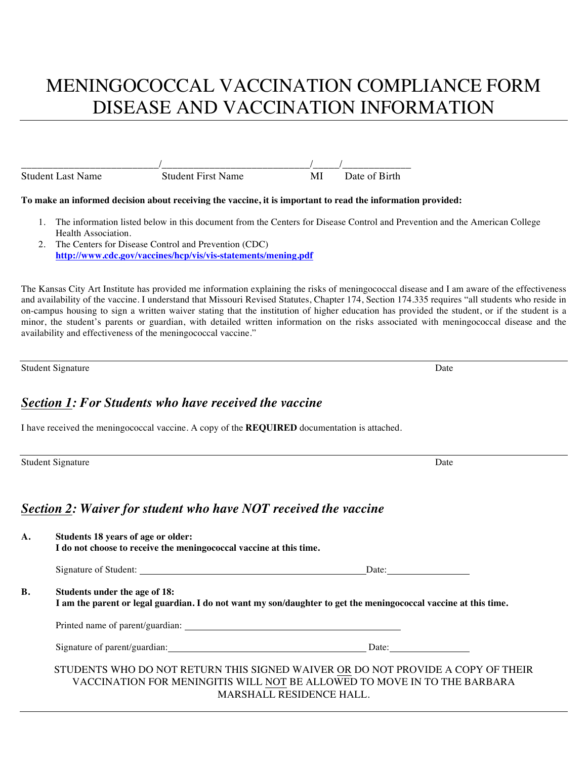# MENINGOCOCCAL VACCINATION COMPLIANCE FORM DISEASE AND VACCINATION INFORMATION

\_\_\_\_\_\_\_\_\_\_\_\_\_\_\_\_\_\_\_\_\_\_\_\_\_\_/\_\_\_\_\_\_\_\_\_\_\_\_\_\_\_\_\_\_\_\_\_\_\_\_\_\_\_\_/\_\_\_\_\_/\_\_\_\_\_\_\_\_\_\_\_\_\_

Student Last Name | Student First Name | MI | Date of Birth

**To make an informed decision about receiving the vaccine, it is important to read the information provided:**

1. The information listed below in this document from the Centers for Disease Control and Prevention and the American College Health Association.
2. The Centers for Disease Control and Prevention (CDC) **http://www.cdc.gov/vaccines/hcp/vis/vis-statements/mening.pdf**

The Kansas City Art Institute has provided me information explaining the risks of meningococcal disease and I am aware of the effectiveness and availability of the vaccine. I understand that Missouri Revised Statutes, Chapter 174, Section 174.335 requires "all students who reside in on-campus housing to sign a written waiver stating that the institution of higher education has provided the student, or if the student is a minor, the student's parents or guardian, with detailed written information on the risks associated with meningococcal disease and the availability and effectiveness of the meningococcal vaccine."

\_\_\_\_\_\_\_\_\_\_\_\_\_\_\_\_\_\_\_\_\_\_\_\_\_\_\_\_\_\_\_\_\_\_\_\_\_\_\_\_\_\_\_\_\_\_\_\_\_\_\_\_\_\_\_\_\_\_

Student Signature | Date

## *Section 1: For Students who have received the vaccine*

I have received the meningococcal vaccine. A copy of the **REQUIRED** documentation is attached.

\_\_\_\_\_\_\_\_\_\_\_\_\_\_\_\_\_\_\_\_\_\_\_\_\_\_\_\_\_\_\_\_\_\_\_\_\_\_\_\_\_\_\_\_\_\_\_\_\_\_\_\_\_\_\_\_\_\_

Student Signature | Date

## *Section 2: Waiver for student who have NOT received the vaccine*

**A. Students 18 years of age or older:**
**I do not choose to receive the meningococcal vaccine at this time.**

Signature of Student: \_\_\_\_\_\_\_\_\_\_\_\_\_\_\_\_\_\_\_\_\_\_\_\_\_\_\_\_\_\_\_\_\_\_\_\_\_\_\_\_\_\_\_\_ Date: \_\_\_\_\_\_\_\_\_\_\_\_\_\_\_\_

**B. Students under the age of 18:**
**I am the parent or legal guardian. I do not want my son/daughter to get the meningococcal vaccine at this time.**

Printed name of parent/guardian: \_\_\_\_\_\_\_\_\_\_\_\_\_\_\_\_\_\_\_\_\_\_\_\_\_\_\_\_\_\_\_\_\_\_\_\_\_\_\_\_\_\_\_\_

Signature of parent/guardian: \_\_\_\_\_\_\_\_\_\_\_\_\_\_\_\_\_\_\_\_\_\_\_\_\_\_\_\_\_\_\_\_\_\_\_\_\_\_\_\_ Date: \_\_\_\_\_\_\_\_\_\_\_\_\_\_\_\_

STUDENTS WHO DO NOT RETURN THIS SIGNED WAIVER OR DO NOT PROVIDE A COPY OF THEIR VACCINATION FOR MENINGITIS WILL NOT BE ALLOWED TO MOVE IN TO THE BARBARA MARSHALL RESIDENCE HALL.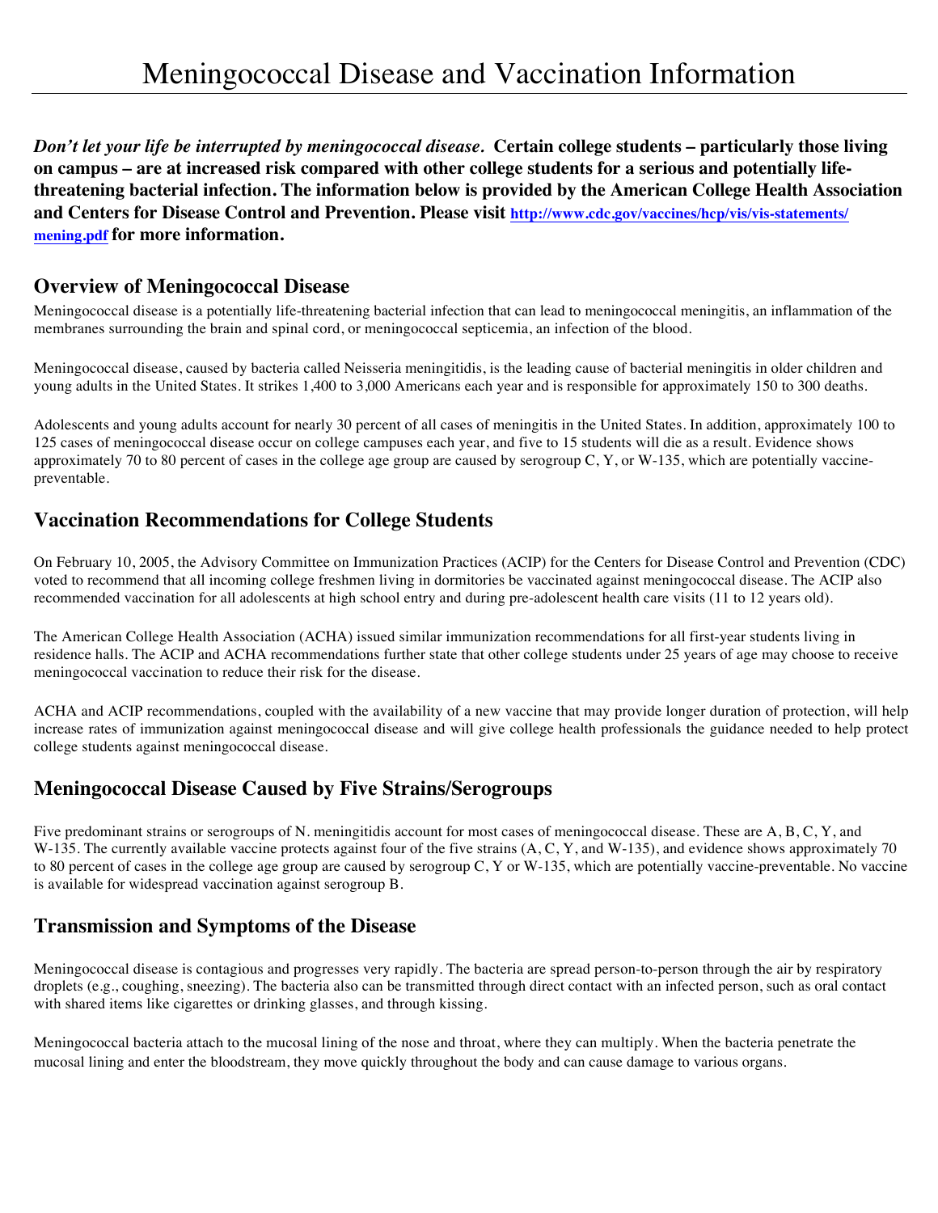# Meningococcal Disease and Vaccination Information

***Don't let your life be interrupted by meningococcal disease.* Certain college students – particularly those living on campus – are at increased risk compared with other college students for a serious and potentially life-threatening bacterial infection. The information below is provided by the American College Health Association and Centers for Disease Control and Prevention. Please visit [http://www.cdc.gov/vaccines/hcp/vis/vis-statements/mening.pdf](http://www.cdc.gov/vaccines/hcp/vis/vis-statements/mening.pdf) for more information.**

## Overview of Meningococcal Disease

Meningococcal disease is a potentially life-threatening bacterial infection that can lead to meningococcal meningitis, an inflammation of the membranes surrounding the brain and spinal cord, or meningococcal septicemia, an infection of the blood.

Meningococcal disease, caused by bacteria called Neisseria meningitidis, is the leading cause of bacterial meningitis in older children and young adults in the United States. It strikes 1,400 to 3,000 Americans each year and is responsible for approximately 150 to 300 deaths.

Adolescents and young adults account for nearly 30 percent of all cases of meningitis in the United States. In addition, approximately 100 to 125 cases of meningococcal disease occur on college campuses each year, and five to 15 students will die as a result. Evidence shows approximately 70 to 80 percent of cases in the college age group are caused by serogroup C, Y, or W-135, which are potentially vaccine-preventable.

## Vaccination Recommendations for College Students

On February 10, 2005, the Advisory Committee on Immunization Practices (ACIP) for the Centers for Disease Control and Prevention (CDC) voted to recommend that all incoming college freshmen living in dormitories be vaccinated against meningococcal disease. The ACIP also recommended vaccination for all adolescents at high school entry and during pre-adolescent health care visits (11 to 12 years old).

The American College Health Association (ACHA) issued similar immunization recommendations for all first-year students living in residence halls. The ACIP and ACHA recommendations further state that other college students under 25 years of age may choose to receive meningococcal vaccination to reduce their risk for the disease.

ACHA and ACIP recommendations, coupled with the availability of a new vaccine that may provide longer duration of protection, will help increase rates of immunization against meningococcal disease and will give college health professionals the guidance needed to help protect college students against meningococcal disease.

## Meningococcal Disease Caused by Five Strains/Serogroups

Five predominant strains or serogroups of N. meningitidis account for most cases of meningococcal disease. These are A, B, C, Y, and W-135. The currently available vaccine protects against four of the five strains (A, C, Y, and W-135), and evidence shows approximately 70 to 80 percent of cases in the college age group are caused by serogroup C, Y or W-135, which are potentially vaccine-preventable. No vaccine is available for widespread vaccination against serogroup B.

## Transmission and Symptoms of the Disease

Meningococcal disease is contagious and progresses very rapidly. The bacteria are spread person-to-person through the air by respiratory droplets (e.g., coughing, sneezing). The bacteria also can be transmitted through direct contact with an infected person, such as oral contact with shared items like cigarettes or drinking glasses, and through kissing.

Meningococcal bacteria attach to the mucosal lining of the nose and throat, where they can multiply. When the bacteria penetrate the mucosal lining and enter the bloodstream, they move quickly throughout the body and can cause damage to various organs.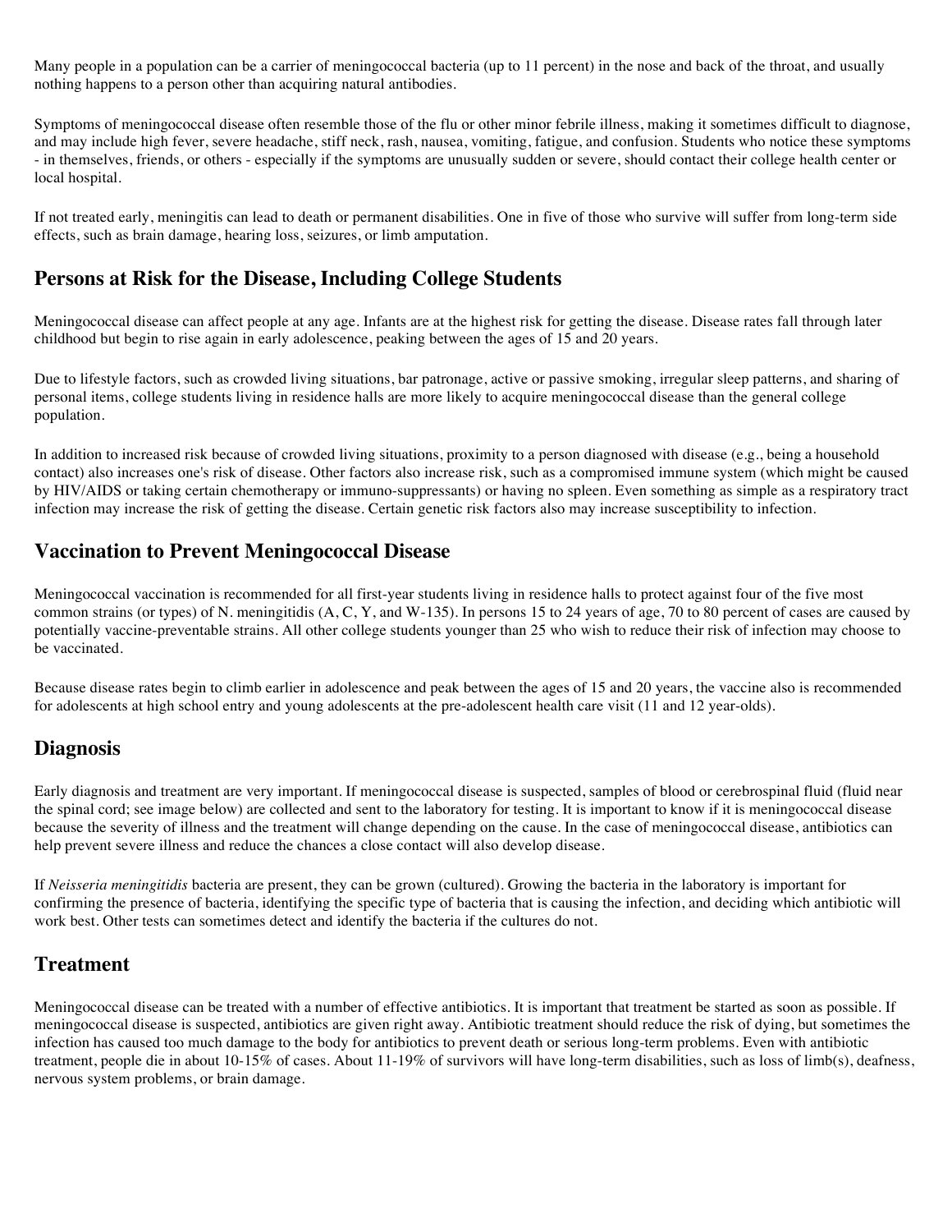Many people in a population can be a carrier of meningococcal bacteria (up to 11 percent) in the nose and back of the throat, and usually nothing happens to a person other than acquiring natural antibodies.

Symptoms of meningococcal disease often resemble those of the flu or other minor febrile illness, making it sometimes difficult to diagnose, and may include high fever, severe headache, stiff neck, rash, nausea, vomiting, fatigue, and confusion. Students who notice these symptoms - in themselves, friends, or others - especially if the symptoms are unusually sudden or severe, should contact their college health center or local hospital.

If not treated early, meningitis can lead to death or permanent disabilities. One in five of those who survive will suffer from long-term side effects, such as brain damage, hearing loss, seizures, or limb amputation.

## Persons at Risk for the Disease, Including College Students

Meningococcal disease can affect people at any age. Infants are at the highest risk for getting the disease. Disease rates fall through later childhood but begin to rise again in early adolescence, peaking between the ages of 15 and 20 years.

Due to lifestyle factors, such as crowded living situations, bar patronage, active or passive smoking, irregular sleep patterns, and sharing of personal items, college students living in residence halls are more likely to acquire meningococcal disease than the general college population.

In addition to increased risk because of crowded living situations, proximity to a person diagnosed with disease (e.g., being a household contact) also increases one's risk of disease. Other factors also increase risk, such as a compromised immune system (which might be caused by HIV/AIDS or taking certain chemotherapy or immuno-suppressants) or having no spleen. Even something as simple as a respiratory tract infection may increase the risk of getting the disease. Certain genetic risk factors also may increase susceptibility to infection.

## Vaccination to Prevent Meningococcal Disease

Meningococcal vaccination is recommended for all first-year students living in residence halls to protect against four of the five most common strains (or types) of N. meningitidis (A, C, Y, and W-135). In persons 15 to 24 years of age, 70 to 80 percent of cases are caused by potentially vaccine-preventable strains. All other college students younger than 25 who wish to reduce their risk of infection may choose to be vaccinated.

Because disease rates begin to climb earlier in adolescence and peak between the ages of 15 and 20 years, the vaccine also is recommended for adolescents at high school entry and young adolescents at the pre-adolescent health care visit (11 and 12 year-olds).

## Diagnosis

Early diagnosis and treatment are very important. If meningococcal disease is suspected, samples of blood or cerebrospinal fluid (fluid near the spinal cord; see image below) are collected and sent to the laboratory for testing. It is important to know if it is meningococcal disease because the severity of illness and the treatment will change depending on the cause. In the case of meningococcal disease, antibiotics can help prevent severe illness and reduce the chances a close contact will also develop disease.

If *Neisseria meningitidis* bacteria are present, they can be grown (cultured). Growing the bacteria in the laboratory is important for confirming the presence of bacteria, identifying the specific type of bacteria that is causing the infection, and deciding which antibiotic will work best. Other tests can sometimes detect and identify the bacteria if the cultures do not.

## Treatment

Meningococcal disease can be treated with a number of effective antibiotics. It is important that treatment be started as soon as possible. If meningococcal disease is suspected, antibiotics are given right away. Antibiotic treatment should reduce the risk of dying, but sometimes the infection has caused too much damage to the body for antibiotics to prevent death or serious long-term problems. Even with antibiotic treatment, people die in about 10-15% of cases. About 11-19% of survivors will have long-term disabilities, such as loss of limb(s), deafness, nervous system problems, or brain damage.